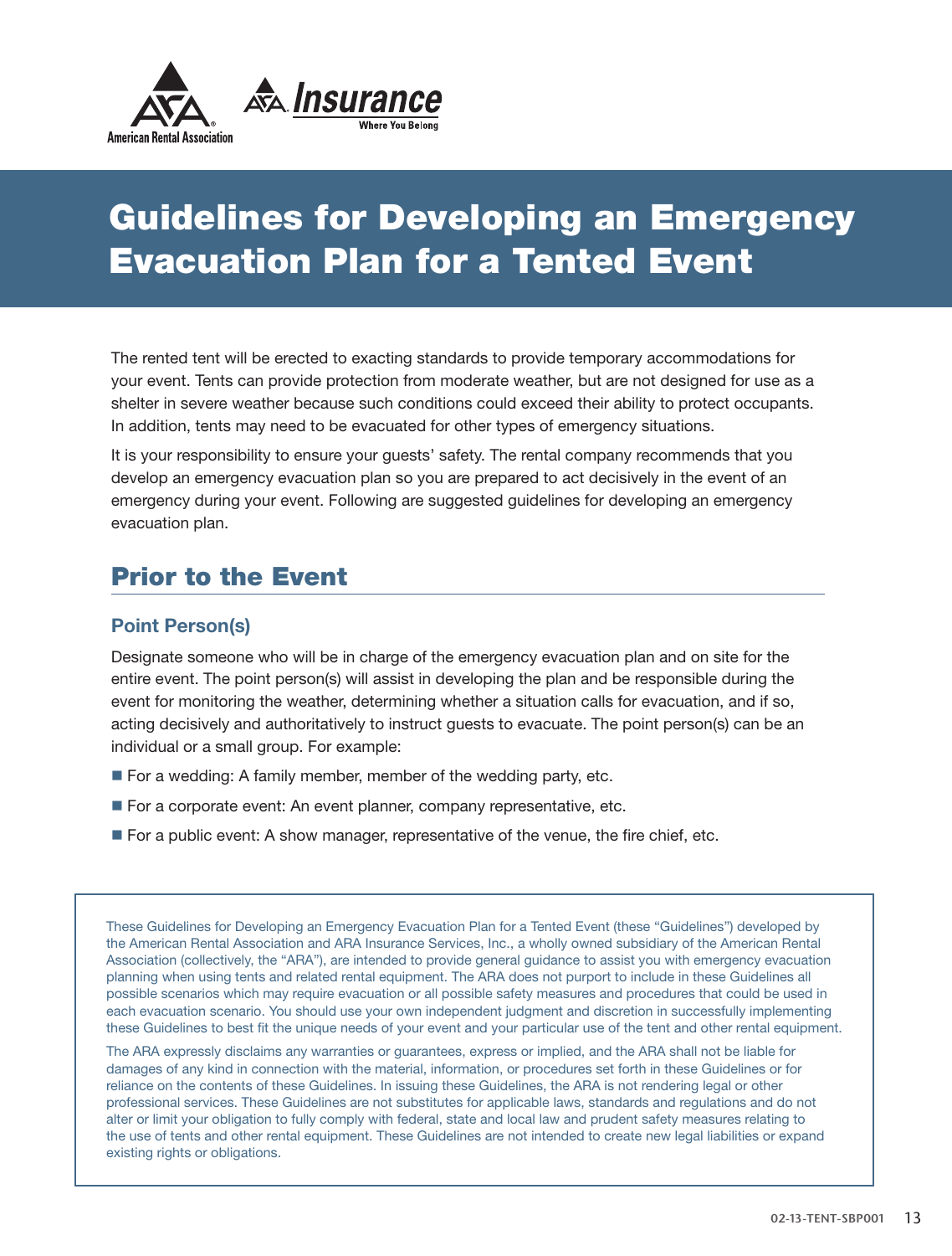American Rental Association | ARA Insurance — Where You Belong

# Guidelines for Developing an Emergency Evacuation Plan for a Tented Event

The rented tent will be erected to exacting standards to provide temporary accommodations for your event. Tents can provide protection from moderate weather, but are not designed for use as a shelter in severe weather because such conditions could exceed their ability to protect occupants. In addition, tents may need to be evacuated for other types of emergency situations.

It is your responsibility to ensure your guests' safety. The rental company recommends that you develop an emergency evacuation plan so you are prepared to act decisively in the event of an emergency during your event. Following are suggested guidelines for developing an emergency evacuation plan.

## Prior to the Event

### Point Person(s)

Designate someone who will be in charge of the emergency evacuation plan and on site for the entire event. The point person(s) will assist in developing the plan and be responsible during the event for monitoring the weather, determining whether a situation calls for evacuation, and if so, acting decisively and authoritatively to instruct guests to evacuate. The point person(s) can be an individual or a small group. For example:

- For a wedding: A family member, member of the wedding party, etc.
- For a corporate event: An event planner, company representative, etc.
- For a public event: A show manager, representative of the venue, the fire chief, etc.

These Guidelines for Developing an Emergency Evacuation Plan for a Tented Event (these "Guidelines") developed by the American Rental Association and ARA Insurance Services, Inc., a wholly owned subsidiary of the American Rental Association (collectively, the "ARA"), are intended to provide general guidance to assist you with emergency evacuation planning when using tents and related rental equipment. The ARA does not purport to include in these Guidelines all possible scenarios which may require evacuation or all possible safety measures and procedures that could be used in each evacuation scenario. You should use your own independent judgment and discretion in successfully implementing these Guidelines to best fit the unique needs of your event and your particular use of the tent and other rental equipment.

The ARA expressly disclaims any warranties or guarantees, express or implied, and the ARA shall not be liable for damages of any kind in connection with the material, information, or procedures set forth in these Guidelines or for reliance on the contents of these Guidelines. In issuing these Guidelines, the ARA is not rendering legal or other professional services. These Guidelines are not substitutes for applicable laws, standards and regulations and do not alter or limit your obligation to fully comply with federal, state and local law and prudent safety measures relating to the use of tents and other rental equipment. These Guidelines are not intended to create new legal liabilities or expand existing rights or obligations.

02-13-TENT-SBP001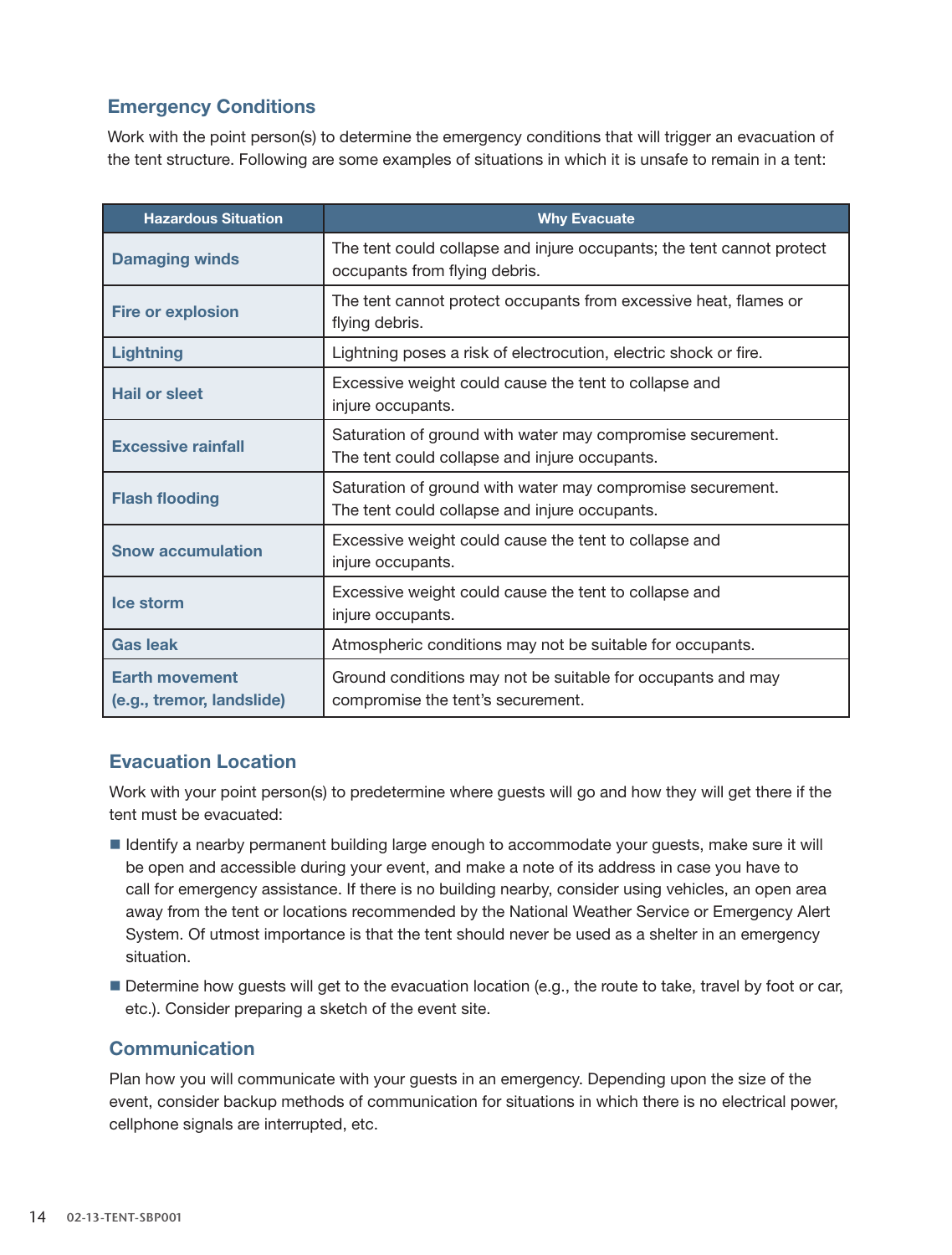## Emergency Conditions

Work with the point person(s) to determine the emergency conditions that will trigger an evacuation of the tent structure. Following are some examples of situations in which it is unsafe to remain in a tent:

| Hazardous Situation | Why Evacuate |
|---|---|
| **Damaging winds** | The tent could collapse and injure occupants; the tent cannot protect occupants from flying debris. |
| **Fire or explosion** | The tent cannot protect occupants from excessive heat, flames or flying debris. |
| **Lightning** | Lightning poses a risk of electrocution, electric shock or fire. |
| **Hail or sleet** | Excessive weight could cause the tent to collapse and injure occupants. |
| **Excessive rainfall** | Saturation of ground with water may compromise securement. The tent could collapse and injure occupants. |
| **Flash flooding** | Saturation of ground with water may compromise securement. The tent could collapse and injure occupants. |
| **Snow accumulation** | Excessive weight could cause the tent to collapse and injure occupants. |
| **Ice storm** | Excessive weight could cause the tent to collapse and injure occupants. |
| **Gas leak** | Atmospheric conditions may not be suitable for occupants. |
| **Earth movement (e.g., tremor, landslide)** | Ground conditions may not be suitable for occupants and may compromise the tent's securement. |

## Evacuation Location

Work with your point person(s) to predetermine where guests will go and how they will get there if the tent must be evacuated:

- Identify a nearby permanent building large enough to accommodate your guests, make sure it will be open and accessible during your event, and make a note of its address in case you have to call for emergency assistance. If there is no building nearby, consider using vehicles, an open area away from the tent or locations recommended by the National Weather Service or Emergency Alert System. Of utmost importance is that the tent should never be used as a shelter in an emergency situation.
- Determine how guests will get to the evacuation location (e.g., the route to take, travel by foot or car, etc.). Consider preparing a sketch of the event site.

## Communication

Plan how you will communicate with your guests in an emergency. Depending upon the size of the event, consider backup methods of communication for situations in which there is no electrical power, cellphone signals are interrupted, etc.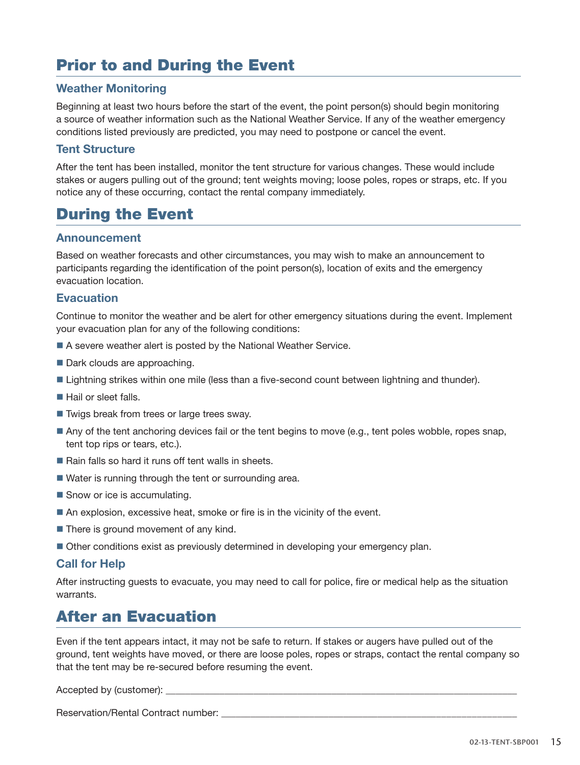# Prior to and During the Event

## Weather Monitoring

Beginning at least two hours before the start of the event, the point person(s) should begin monitoring a source of weather information such as the National Weather Service. If any of the weather emergency conditions listed previously are predicted, you may need to postpone or cancel the event.

## Tent Structure

After the tent has been installed, monitor the tent structure for various changes. These would include stakes or augers pulling out of the ground; tent weights moving; loose poles, ropes or straps, etc. If you notice any of these occurring, contact the rental company immediately.

# During the Event

## Announcement

Based on weather forecasts and other circumstances, you may wish to make an announcement to participants regarding the identification of the point person(s), location of exits and the emergency evacuation location.

## Evacuation

Continue to monitor the weather and be alert for other emergency situations during the event. Implement your evacuation plan for any of the following conditions:

- A severe weather alert is posted by the National Weather Service.
- Dark clouds are approaching.
- Lightning strikes within one mile (less than a five-second count between lightning and thunder).
- Hail or sleet falls.
- Twigs break from trees or large trees sway.
- Any of the tent anchoring devices fail or the tent begins to move (e.g., tent poles wobble, ropes snap, tent top rips or tears, etc.).
- Rain falls so hard it runs off tent walls in sheets.
- Water is running through the tent or surrounding area.
- Snow or ice is accumulating.
- An explosion, excessive heat, smoke or fire is in the vicinity of the event.
- There is ground movement of any kind.
- Other conditions exist as previously determined in developing your emergency plan.

## Call for Help

After instructing guests to evacuate, you may need to call for police, fire or medical help as the situation warrants.

# After an Evacuation

Even if the tent appears intact, it may not be safe to return. If stakes or augers have pulled out of the ground, tent weights have moved, or there are loose poles, ropes or straps, contact the rental company so that the tent may be re-secured before resuming the event.

Accepted by (customer): ______________________________________________________________

Reservation/Rental Contract number: ____________________________________________________

02-13-TENT-SBP001